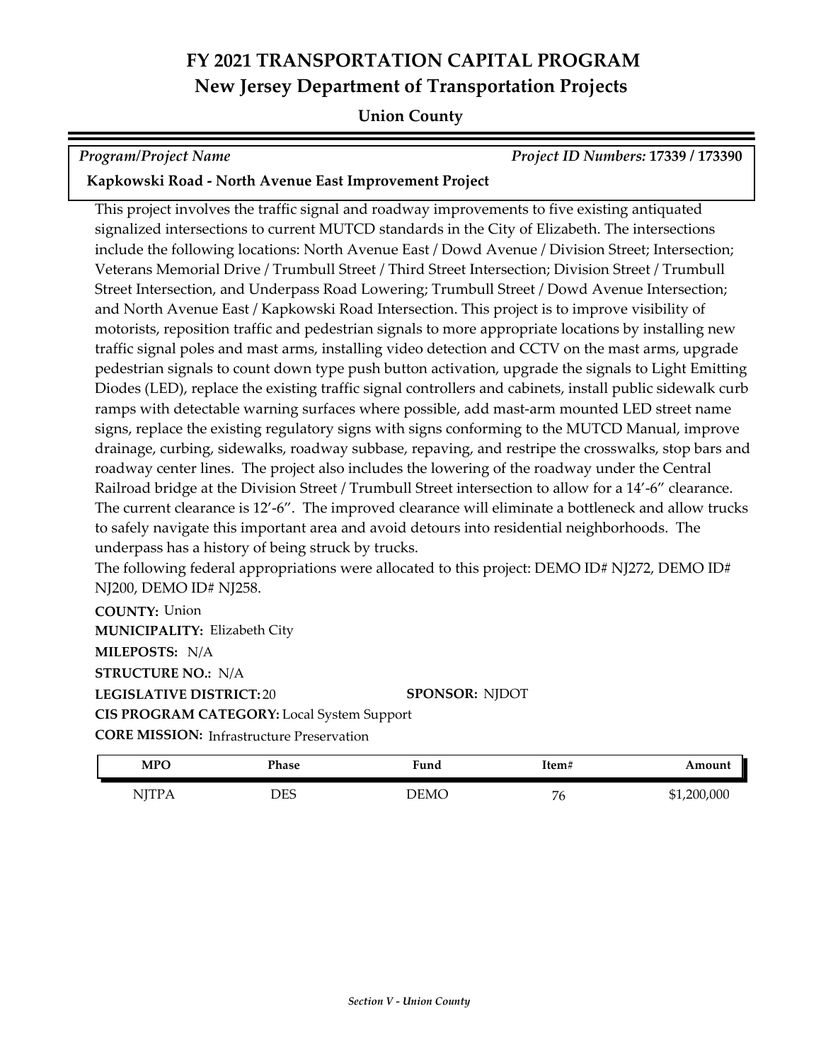# FY 2021 TRANSPORTATION CAPITAL PROGRAM
## New Jersey Department of Transportation Projects

**Union County**

*Program/Project Name* — *Project ID Numbers:* **17339 / 173390**

**Kapkowski Road - North Avenue East Improvement Project**

This project involves the traffic signal and roadway improvements to five existing antiquated signalized intersections to current MUTCD standards in the City of Elizabeth. The intersections include the following locations: North Avenue East / Dowd Avenue / Division Street; Intersection; Veterans Memorial Drive / Trumbull Street / Third Street Intersection; Division Street / Trumbull Street Intersection, and Underpass Road Lowering; Trumbull Street / Dowd Avenue Intersection; and North Avenue East / Kapkowski Road Intersection. This project is to improve visibility of motorists, reposition traffic and pedestrian signals to more appropriate locations by installing new traffic signal poles and mast arms, installing video detection and CCTV on the mast arms, upgrade pedestrian signals to count down type push button activation, upgrade the signals to Light Emitting Diodes (LED), replace the existing traffic signal controllers and cabinets, install public sidewalk curb ramps with detectable warning surfaces where possible, add mast-arm mounted LED street name signs, replace the existing regulatory signs with signs conforming to the MUTCD Manual, improve drainage, curbing, sidewalks, roadway subbase, repaving, and restripe the crosswalks, stop bars and roadway center lines. The project also includes the lowering of the roadway under the Central Railroad bridge at the Division Street / Trumbull Street intersection to allow for a 14'-6" clearance. The current clearance is 12'-6". The improved clearance will eliminate a bottleneck and allow trucks to safely navigate this important area and avoid detours into residential neighborhoods. The underpass has a history of being struck by trucks.

The following federal appropriations were allocated to this project: DEMO ID# NJ272, DEMO ID# NJ200, DEMO ID# NJ258.

**COUNTY:** Union
**MUNICIPALITY:** Elizabeth City
**MILEPOSTS:** N/A
**STRUCTURE NO.:** N/A
**LEGISLATIVE DISTRICT:** 20
**SPONSOR:** NJDOT
**CIS PROGRAM CATEGORY:** Local System Support
**CORE MISSION:** Infrastructure Preservation

| MPO | Phase | Fund | Item# | Amount |
|---|---|---|---|---|
| NJTPA | DES | DEMO | 76 | $1,200,000 |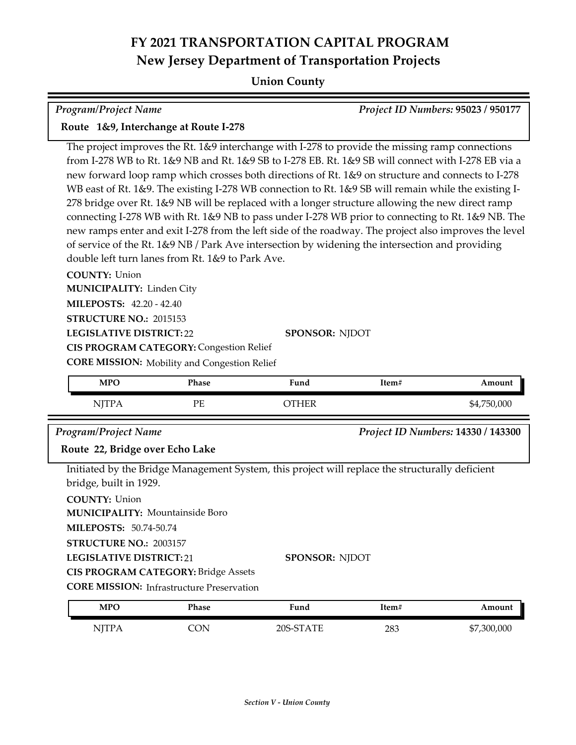# FY 2021 TRANSPORTATION CAPITAL PROGRAM
## New Jersey Department of Transportation Projects

### Union County

*Program/Project Name* — *Project ID Numbers:* **95023 / 950177**

**Route 1&9, Interchange at Route I-278**

The project improves the Rt. 1&9 interchange with I-278 to provide the missing ramp connections from I-278 WB to Rt. 1&9 NB and Rt. 1&9 SB to I-278 EB. Rt. 1&9 SB will connect with I-278 EB via a new forward loop ramp which crosses both directions of Rt. 1&9 on structure and connects to I-278 WB east of Rt. 1&9. The existing I-278 WB connection to Rt. 1&9 SB will remain while the existing I-278 bridge over Rt. 1&9 NB will be replaced with a longer structure allowing the new direct ramp connecting I-278 WB with Rt. 1&9 NB to pass under I-278 WB prior to connecting to Rt. 1&9 NB. The new ramps enter and exit I-278 from the left side of the roadway. The project also improves the level of service of the Rt. 1&9 NB / Park Ave intersection by widening the intersection and providing double left turn lanes from Rt. 1&9 to Park Ave.

**COUNTY:** Union
**MUNICIPALITY:** Linden City
**MILEPOSTS:** 42.20 - 42.40
**STRUCTURE NO.:** 2015153
**LEGISLATIVE DISTRICT:** 22
**SPONSOR:** NJDOT
**CIS PROGRAM CATEGORY:** Congestion Relief
**CORE MISSION:** Mobility and Congestion Relief

| MPO | Phase | Fund | Item# | Amount |
|---|---|---|---|---|
| NJTPA | PE | OTHER | | $4,750,000 |

*Program/Project Name* — *Project ID Numbers:* **14330 / 143300**

**Route 22, Bridge over Echo Lake**

Initiated by the Bridge Management System, this project will replace the structurally deficient bridge, built in 1929.

**COUNTY:** Union
**MUNICIPALITY:** Mountainside Boro
**MILEPOSTS:** 50.74-50.74
**STRUCTURE NO.:** 2003157
**LEGISLATIVE DISTRICT:** 21
**SPONSOR:** NJDOT
**CIS PROGRAM CATEGORY:** Bridge Assets
**CORE MISSION:** Infrastructure Preservation

| MPO | Phase | Fund | Item# | Amount |
|---|---|---|---|---|
| NJTPA | CON | 20S-STATE | 283 | $7,300,000 |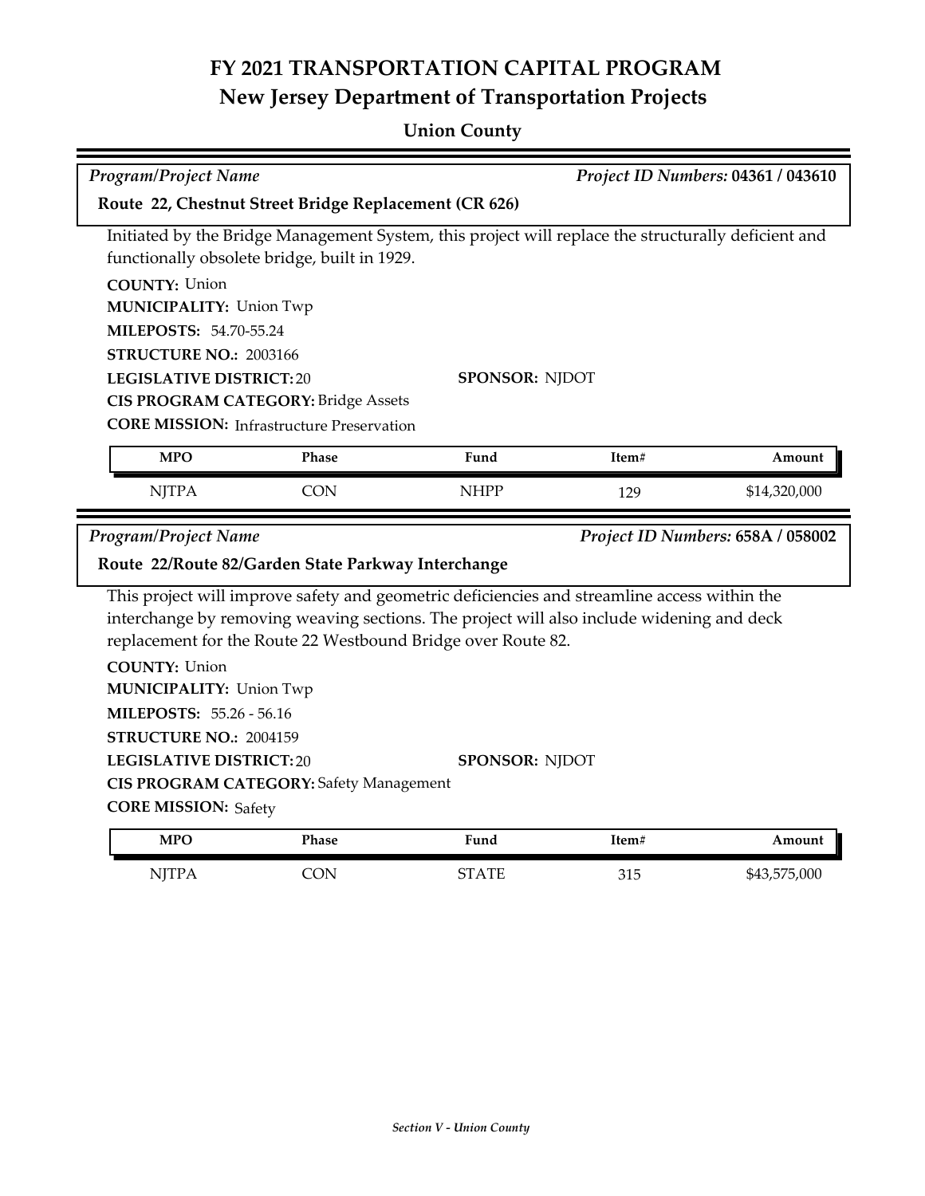# FY 2021 TRANSPORTATION CAPITAL PROGRAM
## New Jersey Department of Transportation Projects

### Union County

*Program/Project Name* — *Project ID Numbers:* **04361 / 043610**

**Route 22, Chestnut Street Bridge Replacement (CR 626)**

Initiated by the Bridge Management System, this project will replace the structurally deficient and functionally obsolete bridge, built in 1929.

**COUNTY:** Union
**MUNICIPALITY:** Union Twp
**MILEPOSTS:** 54.70-55.24
**STRUCTURE NO.:** 2003166
**LEGISLATIVE DISTRICT:** 20
**SPONSOR:** NJDOT
**CIS PROGRAM CATEGORY:** Bridge Assets
**CORE MISSION:** Infrastructure Preservation

| MPO | Phase | Fund | Item# | Amount |
|---|---|---|---|---|
| NJTPA | CON | NHPP | 129 | $14,320,000 |

*Program/Project Name* — *Project ID Numbers:* **658A / 058002**

**Route 22/Route 82/Garden State Parkway Interchange**

This project will improve safety and geometric deficiencies and streamline access within the interchange by removing weaving sections. The project will also include widening and deck replacement for the Route 22 Westbound Bridge over Route 82.

**COUNTY:** Union
**MUNICIPALITY:** Union Twp
**MILEPOSTS:** 55.26 - 56.16
**STRUCTURE NO.:** 2004159
**LEGISLATIVE DISTRICT:** 20
**SPONSOR:** NJDOT
**CIS PROGRAM CATEGORY:** Safety Management
**CORE MISSION:** Safety

| MPO | Phase | Fund | Item# | Amount |
|---|---|---|---|---|
| NJTPA | CON | STATE | 315 | $43,575,000 |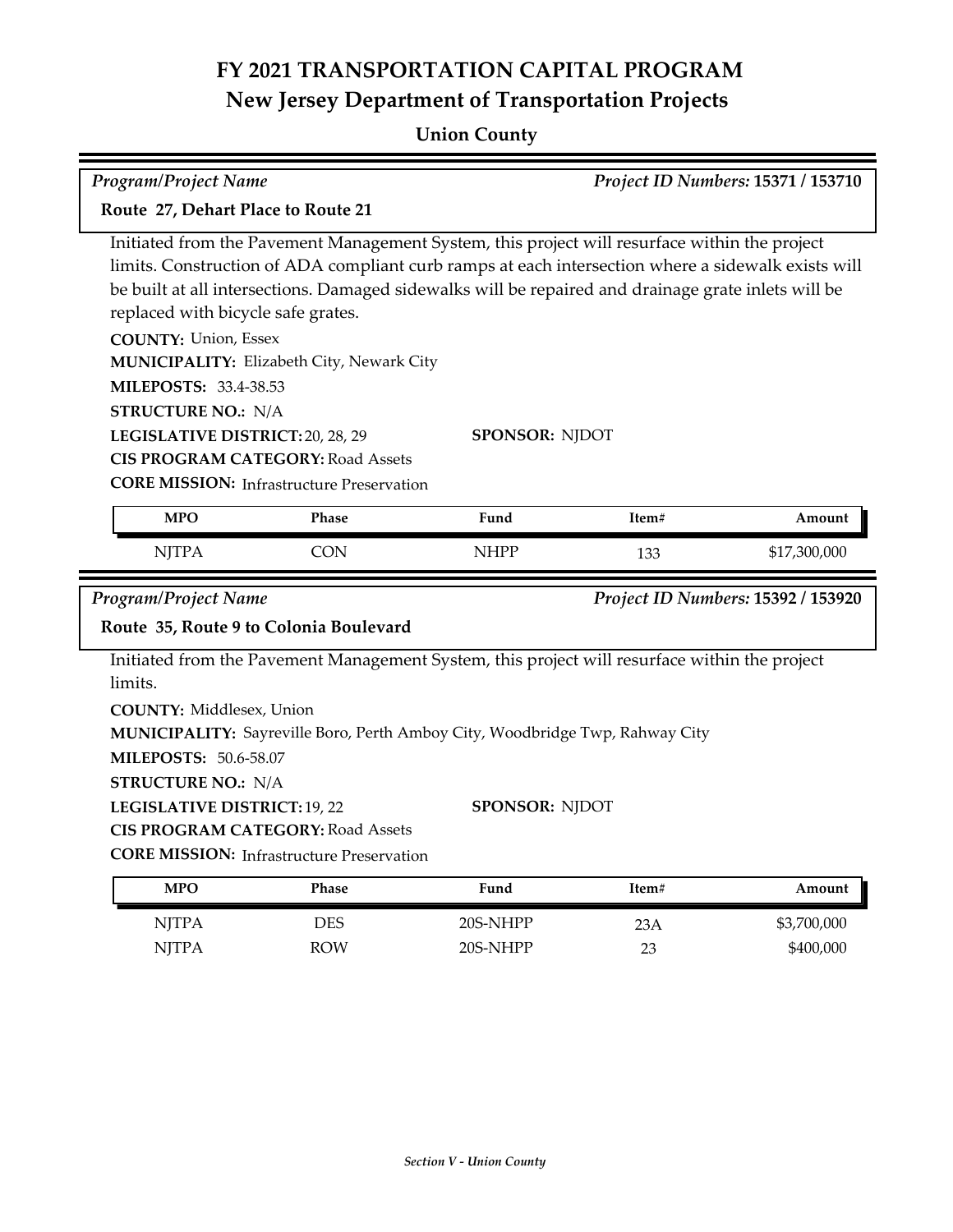# FY 2021 TRANSPORTATION CAPITAL PROGRAM
## New Jersey Department of Transportation Projects

### Union County

*Program/Project Name* — *Project ID Numbers:* **15371 / 153710**

**Route 27, Dehart Place to Route 21**

Initiated from the Pavement Management System, this project will resurface within the project limits. Construction of ADA compliant curb ramps at each intersection where a sidewalk exists will be built at all intersections. Damaged sidewalks will be repaired and drainage grate inlets will be replaced with bicycle safe grates.

**COUNTY:** Union, Essex
**MUNICIPALITY:** Elizabeth City, Newark City
**MILEPOSTS:** 33.4-38.53
**STRUCTURE NO.:** N/A
**LEGISLATIVE DISTRICT:** 20, 28, 29
**SPONSOR:** NJDOT
**CIS PROGRAM CATEGORY:** Road Assets
**CORE MISSION:** Infrastructure Preservation

| MPO | Phase | Fund | Item# | Amount |
|---|---|---|---|---|
| NJTPA | CON | NHPP | 133 | $17,300,000 |

*Program/Project Name* — *Project ID Numbers:* **15392 / 153920**

**Route 35, Route 9 to Colonia Boulevard**

Initiated from the Pavement Management System, this project will resurface within the project limits.

**COUNTY:** Middlesex, Union
**MUNICIPALITY:** Sayreville Boro, Perth Amboy City, Woodbridge Twp, Rahway City
**MILEPOSTS:** 50.6-58.07
**STRUCTURE NO.:** N/A
**LEGISLATIVE DISTRICT:** 19, 22
**SPONSOR:** NJDOT
**CIS PROGRAM CATEGORY:** Road Assets
**CORE MISSION:** Infrastructure Preservation

| MPO | Phase | Fund | Item# | Amount |
|---|---|---|---|---|
| NJTPA | DES | 20S-NHPP | 23A | $3,700,000 |
| NJTPA | ROW | 20S-NHPP | 23 | $400,000 |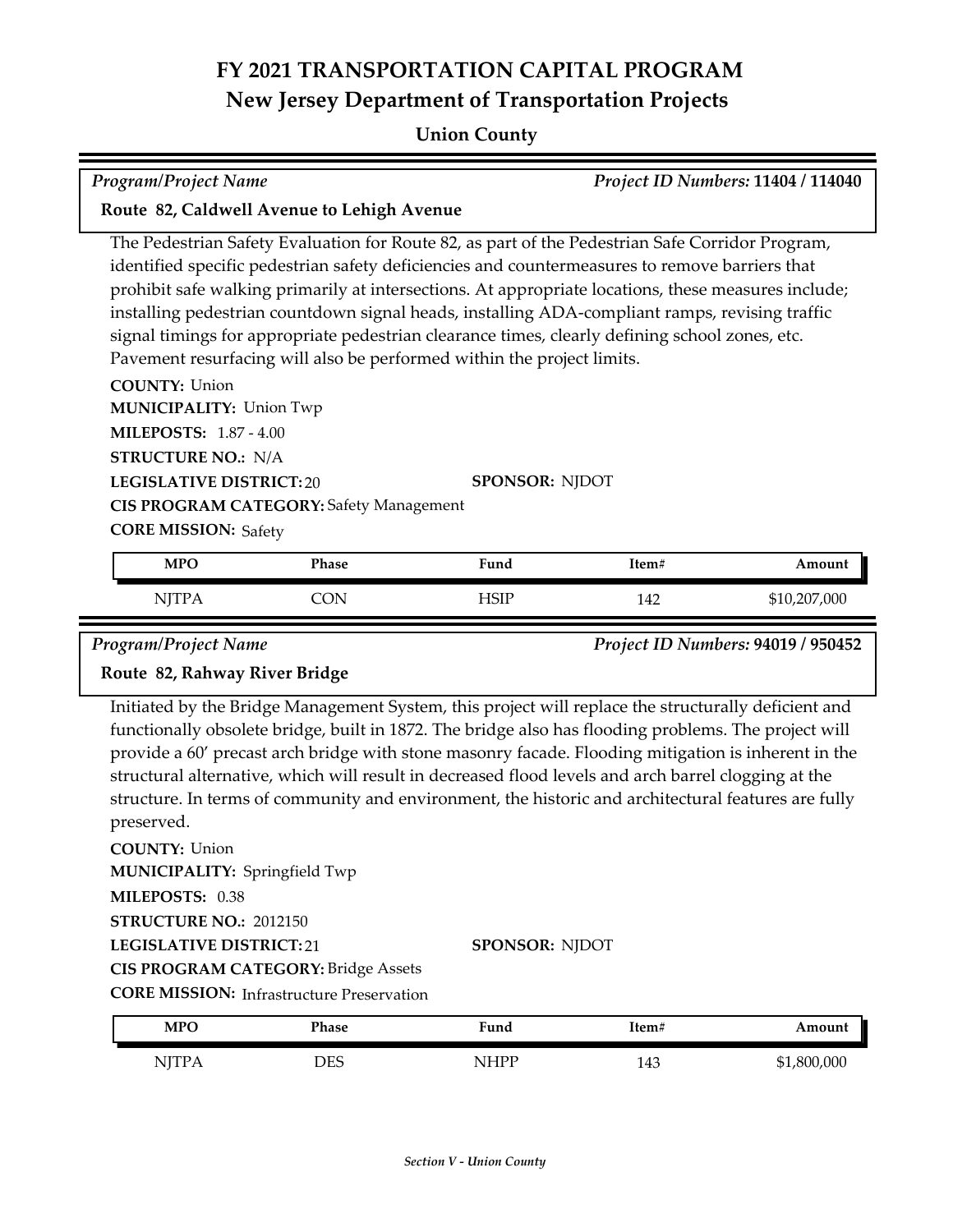# FY 2021 TRANSPORTATION CAPITAL PROGRAM
## New Jersey Department of Transportation Projects

### Union County

*Program/Project Name* — *Project ID Numbers:* **11404 / 114040**

**Route 82, Caldwell Avenue to Lehigh Avenue**

The Pedestrian Safety Evaluation for Route 82, as part of the Pedestrian Safe Corridor Program, identified specific pedestrian safety deficiencies and countermeasures to remove barriers that prohibit safe walking primarily at intersections. At appropriate locations, these measures include; installing pedestrian countdown signal heads, installing ADA-compliant ramps, revising traffic signal timings for appropriate pedestrian clearance times, clearly defining school zones, etc. Pavement resurfacing will also be performed within the project limits.

**COUNTY:** Union
**MUNICIPALITY:** Union Twp
**MILEPOSTS:** 1.87 - 4.00
**STRUCTURE NO.:** N/A
**LEGISLATIVE DISTRICT:** 20
**SPONSOR:** NJDOT
**CIS PROGRAM CATEGORY:** Safety Management
**CORE MISSION:** Safety

| MPO | Phase | Fund | Item# | Amount |
|---|---|---|---|---|
| NJTPA | CON | HSIP | 142 | $10,207,000 |

*Program/Project Name* — *Project ID Numbers:* **94019 / 950452**

**Route 82, Rahway River Bridge**

Initiated by the Bridge Management System, this project will replace the structurally deficient and functionally obsolete bridge, built in 1872. The bridge also has flooding problems. The project will provide a 60' precast arch bridge with stone masonry facade. Flooding mitigation is inherent in the structural alternative, which will result in decreased flood levels and arch barrel clogging at the structure. In terms of community and environment, the historic and architectural features are fully preserved.

**COUNTY:** Union
**MUNICIPALITY:** Springfield Twp
**MILEPOSTS:** 0.38
**STRUCTURE NO.:** 2012150
**LEGISLATIVE DISTRICT:** 21
**SPONSOR:** NJDOT
**CIS PROGRAM CATEGORY:** Bridge Assets
**CORE MISSION:** Infrastructure Preservation

| MPO | Phase | Fund | Item# | Amount |
|---|---|---|---|---|
| NJTPA | DES | NHPP | 143 | $1,800,000 |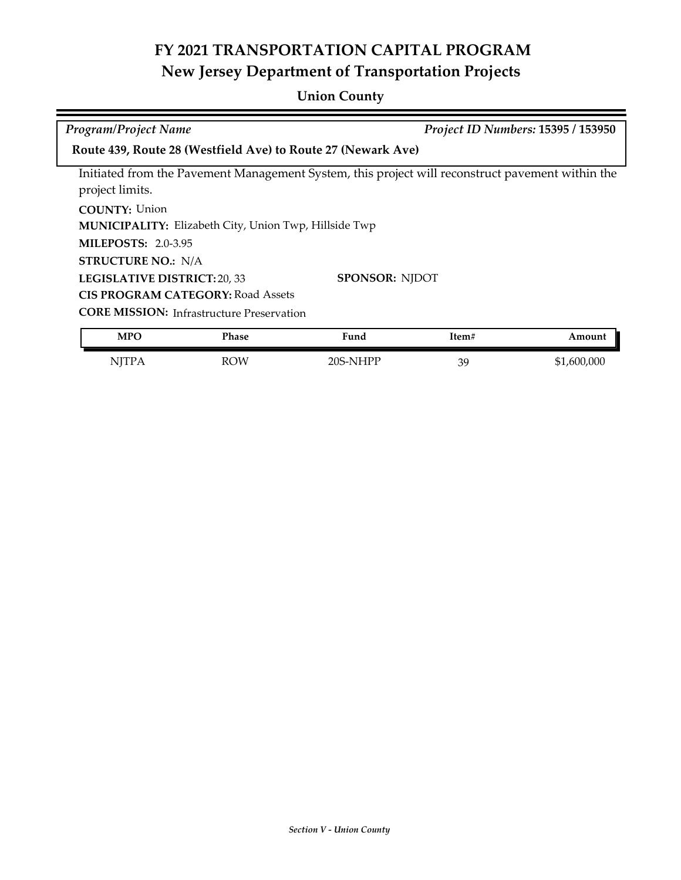# FY 2021 TRANSPORTATION CAPITAL PROGRAM
## New Jersey Department of Transportation Projects

### Union County

*Program/Project Name* | *Project ID Numbers:* **15395 / 153950**

**Route 439, Route 28 (Westfield Ave) to Route 27 (Newark Ave)**

Initiated from the Pavement Management System, this project will reconstruct pavement within the project limits.

**COUNTY:** Union
**MUNICIPALITY:** Elizabeth City, Union Twp, Hillside Twp
**MILEPOSTS:** 2.0-3.95
**STRUCTURE NO.:** N/A
**LEGISLATIVE DISTRICT:** 20, 33
**SPONSOR:** NJDOT
**CIS PROGRAM CATEGORY:** Road Assets
**CORE MISSION:** Infrastructure Preservation

| MPO | Phase | Fund | Item# | Amount |
|---|---|---|---|---|
| NJTPA | ROW | 20S-NHPP | 39 | $1,600,000 |